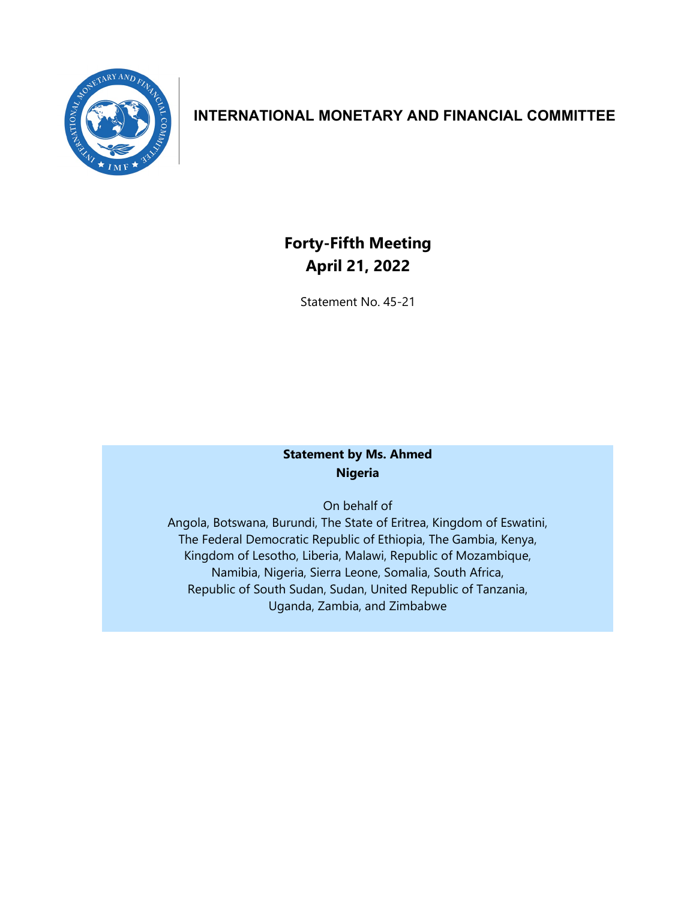# INTERNATIONAL MONETARY AND FINANCIAL COMMITTEE

## Forty-Fifth Meeting
## April 21, 2022

Statement No. 45-21

**Statement by Ms. Ahmed**
**Nigeria**

On behalf of
Angola, Botswana, Burundi, The State of Eritrea, Kingdom of Eswatini, The Federal Democratic Republic of Ethiopia, The Gambia, Kenya, Kingdom of Lesotho, Liberia, Malawi, Republic of Mozambique, Namibia, Nigeria, Sierra Leone, Somalia, South Africa, Republic of South Sudan, Sudan, United Republic of Tanzania, Uganda, Zambia, and Zimbabwe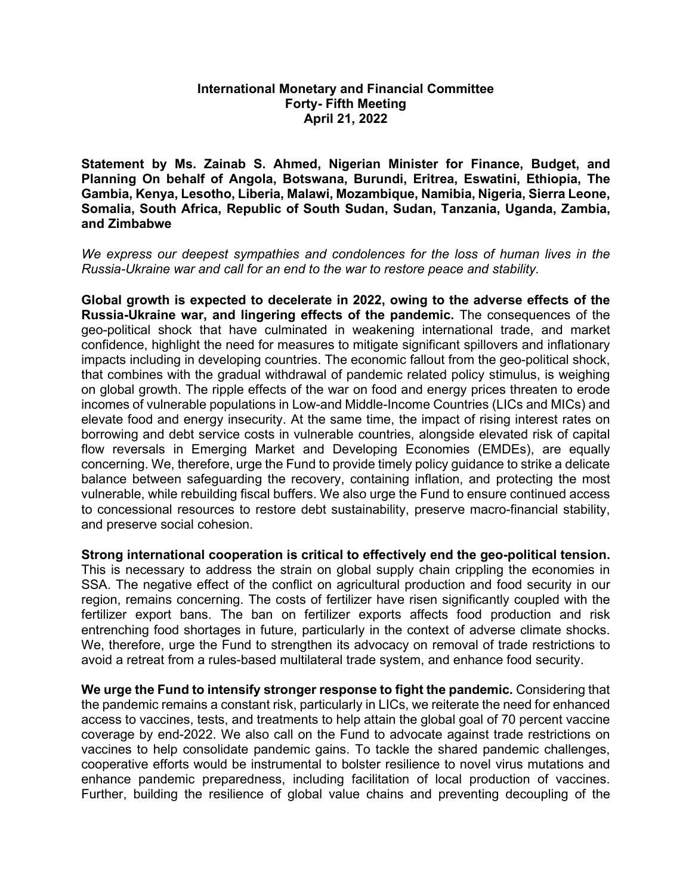**International Monetary and Financial Committee**
**Forty- Fifth Meeting**
**April 21, 2022**

**Statement by Ms. Zainab S. Ahmed, Nigerian Minister for Finance, Budget, and Planning On behalf of Angola, Botswana, Burundi, Eritrea, Eswatini, Ethiopia, The Gambia, Kenya, Lesotho, Liberia, Malawi, Mozambique, Namibia, Nigeria, Sierra Leone, Somalia, South Africa, Republic of South Sudan, Sudan, Tanzania, Uganda, Zambia, and Zimbabwe**

*We express our deepest sympathies and condolences for the loss of human lives in the Russia-Ukraine war and call for an end to the war to restore peace and stability.*

**Global growth is expected to decelerate in 2022, owing to the adverse effects of the Russia-Ukraine war, and lingering effects of the pandemic.** The consequences of the geo-political shock that have culminated in weakening international trade, and market confidence, highlight the need for measures to mitigate significant spillovers and inflationary impacts including in developing countries. The economic fallout from the geo-political shock, that combines with the gradual withdrawal of pandemic related policy stimulus, is weighing on global growth. The ripple effects of the war on food and energy prices threaten to erode incomes of vulnerable populations in Low-and Middle-Income Countries (LICs and MICs) and elevate food and energy insecurity. At the same time, the impact of rising interest rates on borrowing and debt service costs in vulnerable countries, alongside elevated risk of capital flow reversals in Emerging Market and Developing Economies (EMDEs), are equally concerning. We, therefore, urge the Fund to provide timely policy guidance to strike a delicate balance between safeguarding the recovery, containing inflation, and protecting the most vulnerable, while rebuilding fiscal buffers. We also urge the Fund to ensure continued access to concessional resources to restore debt sustainability, preserve macro-financial stability, and preserve social cohesion.

**Strong international cooperation is critical to effectively end the geo-political tension.** This is necessary to address the strain on global supply chain crippling the economies in SSA. The negative effect of the conflict on agricultural production and food security in our region, remains concerning. The costs of fertilizer have risen significantly coupled with the fertilizer export bans. The ban on fertilizer exports affects food production and risk entrenching food shortages in future, particularly in the context of adverse climate shocks. We, therefore, urge the Fund to strengthen its advocacy on removal of trade restrictions to avoid a retreat from a rules-based multilateral trade system, and enhance food security.

**We urge the Fund to intensify stronger response to fight the pandemic.** Considering that the pandemic remains a constant risk, particularly in LICs, we reiterate the need for enhanced access to vaccines, tests, and treatments to help attain the global goal of 70 percent vaccine coverage by end-2022. We also call on the Fund to advocate against trade restrictions on vaccines to help consolidate pandemic gains. To tackle the shared pandemic challenges, cooperative efforts would be instrumental to bolster resilience to novel virus mutations and enhance pandemic preparedness, including facilitation of local production of vaccines. Further, building the resilience of global value chains and preventing decoupling of the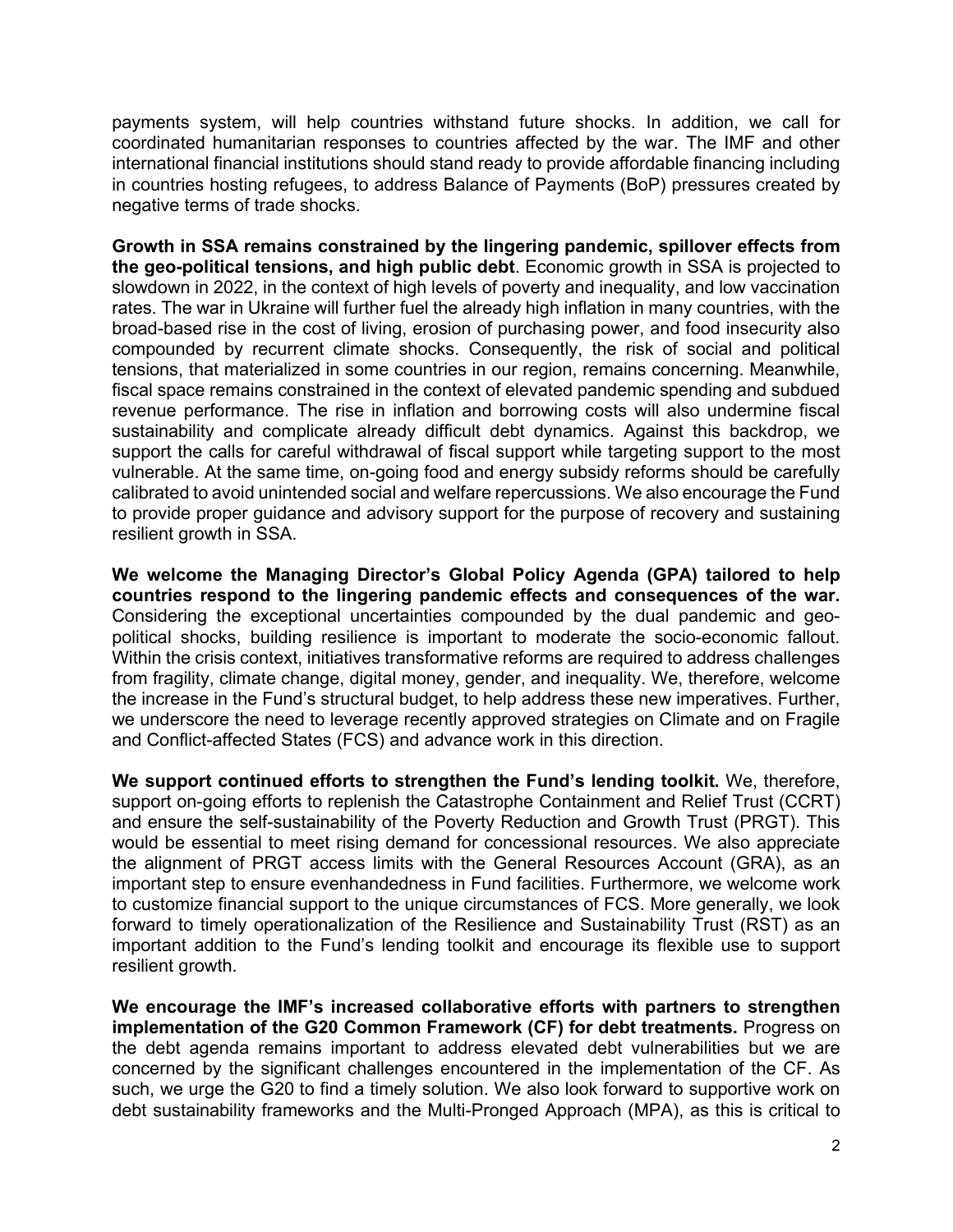payments system, will help countries withstand future shocks. In addition, we call for coordinated humanitarian responses to countries affected by the war. The IMF and other international financial institutions should stand ready to provide affordable financing including in countries hosting refugees, to address Balance of Payments (BoP) pressures created by negative terms of trade shocks.

**Growth in SSA remains constrained by the lingering pandemic, spillover effects from the geo-political tensions, and high public debt**. Economic growth in SSA is projected to slowdown in 2022, in the context of high levels of poverty and inequality, and low vaccination rates. The war in Ukraine will further fuel the already high inflation in many countries, with the broad-based rise in the cost of living, erosion of purchasing power, and food insecurity also compounded by recurrent climate shocks. Consequently, the risk of social and political tensions, that materialized in some countries in our region, remains concerning. Meanwhile, fiscal space remains constrained in the context of elevated pandemic spending and subdued revenue performance. The rise in inflation and borrowing costs will also undermine fiscal sustainability and complicate already difficult debt dynamics. Against this backdrop, we support the calls for careful withdrawal of fiscal support while targeting support to the most vulnerable. At the same time, on-going food and energy subsidy reforms should be carefully calibrated to avoid unintended social and welfare repercussions. We also encourage the Fund to provide proper guidance and advisory support for the purpose of recovery and sustaining resilient growth in SSA.

**We welcome the Managing Director's Global Policy Agenda (GPA) tailored to help countries respond to the lingering pandemic effects and consequences of the war.** Considering the exceptional uncertainties compounded by the dual pandemic and geo-political shocks, building resilience is important to moderate the socio-economic fallout. Within the crisis context, initiatives transformative reforms are required to address challenges from fragility, climate change, digital money, gender, and inequality. We, therefore, welcome the increase in the Fund's structural budget, to help address these new imperatives. Further, we underscore the need to leverage recently approved strategies on Climate and on Fragile and Conflict-affected States (FCS) and advance work in this direction.

**We support continued efforts to strengthen the Fund's lending toolkit.** We, therefore, support on-going efforts to replenish the Catastrophe Containment and Relief Trust (CCRT) and ensure the self-sustainability of the Poverty Reduction and Growth Trust (PRGT). This would be essential to meet rising demand for concessional resources. We also appreciate the alignment of PRGT access limits with the General Resources Account (GRA), as an important step to ensure evenhandedness in Fund facilities. Furthermore, we welcome work to customize financial support to the unique circumstances of FCS. More generally, we look forward to timely operationalization of the Resilience and Sustainability Trust (RST) as an important addition to the Fund's lending toolkit and encourage its flexible use to support resilient growth.

**We encourage the IMF's increased collaborative efforts with partners to strengthen implementation of the G20 Common Framework (CF) for debt treatments.** Progress on the debt agenda remains important to address elevated debt vulnerabilities but we are concerned by the significant challenges encountered in the implementation of the CF. As such, we urge the G20 to find a timely solution. We also look forward to supportive work on debt sustainability frameworks and the Multi-Pronged Approach (MPA), as this is critical to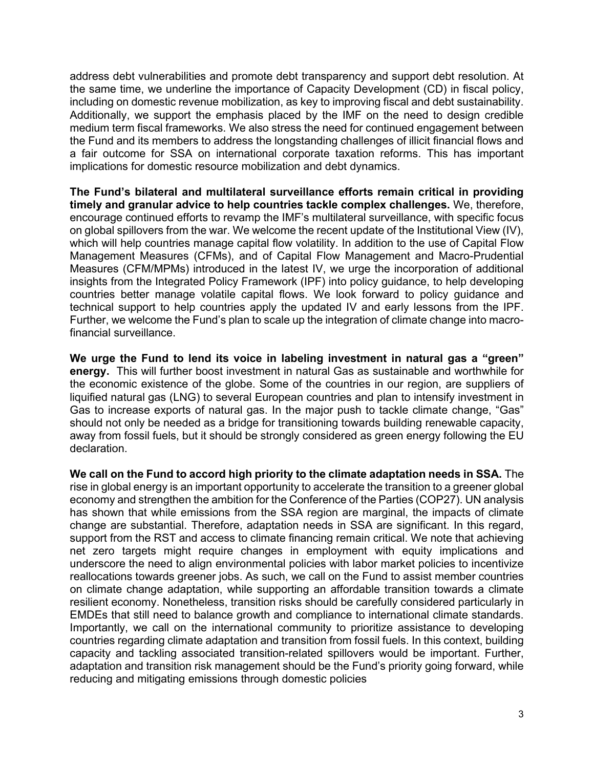address debt vulnerabilities and promote debt transparency and support debt resolution. At the same time, we underline the importance of Capacity Development (CD) in fiscal policy, including on domestic revenue mobilization, as key to improving fiscal and debt sustainability. Additionally, we support the emphasis placed by the IMF on the need to design credible medium term fiscal frameworks. We also stress the need for continued engagement between the Fund and its members to address the longstanding challenges of illicit financial flows and a fair outcome for SSA on international corporate taxation reforms. This has important implications for domestic resource mobilization and debt dynamics.

**The Fund's bilateral and multilateral surveillance efforts remain critical in providing timely and granular advice to help countries tackle complex challenges.** We, therefore, encourage continued efforts to revamp the IMF's multilateral surveillance, with specific focus on global spillovers from the war. We welcome the recent update of the Institutional View (IV), which will help countries manage capital flow volatility. In addition to the use of Capital Flow Management Measures (CFMs), and of Capital Flow Management and Macro-Prudential Measures (CFM/MPMs) introduced in the latest IV, we urge the incorporation of additional insights from the Integrated Policy Framework (IPF) into policy guidance, to help developing countries better manage volatile capital flows. We look forward to policy guidance and technical support to help countries apply the updated IV and early lessons from the IPF. Further, we welcome the Fund's plan to scale up the integration of climate change into macro-financial surveillance.

**We urge the Fund to lend its voice in labeling investment in natural gas a "green" energy.** This will further boost investment in natural Gas as sustainable and worthwhile for the economic existence of the globe. Some of the countries in our region, are suppliers of liquified natural gas (LNG) to several European countries and plan to intensify investment in Gas to increase exports of natural gas. In the major push to tackle climate change, "Gas" should not only be needed as a bridge for transitioning towards building renewable capacity, away from fossil fuels, but it should be strongly considered as green energy following the EU declaration.

**We call on the Fund to accord high priority to the climate adaptation needs in SSA.** The rise in global energy is an important opportunity to accelerate the transition to a greener global economy and strengthen the ambition for the Conference of the Parties (COP27). UN analysis has shown that while emissions from the SSA region are marginal, the impacts of climate change are substantial. Therefore, adaptation needs in SSA are significant. In this regard, support from the RST and access to climate financing remain critical. We note that achieving net zero targets might require changes in employment with equity implications and underscore the need to align environmental policies with labor market policies to incentivize reallocations towards greener jobs. As such, we call on the Fund to assist member countries on climate change adaptation, while supporting an affordable transition towards a climate resilient economy. Nonetheless, transition risks should be carefully considered particularly in EMDEs that still need to balance growth and compliance to international climate standards. Importantly, we call on the international community to prioritize assistance to developing countries regarding climate adaptation and transition from fossil fuels. In this context, building capacity and tackling associated transition-related spillovers would be important. Further, adaptation and transition risk management should be the Fund's priority going forward, while reducing and mitigating emissions through domestic policies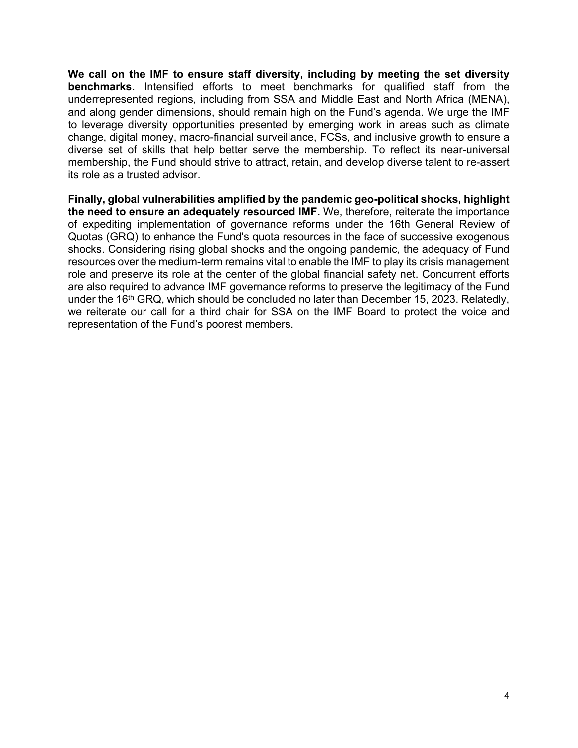**We call on the IMF to ensure staff diversity, including by meeting the set diversity benchmarks.** Intensified efforts to meet benchmarks for qualified staff from the underrepresented regions, including from SSA and Middle East and North Africa (MENA), and along gender dimensions, should remain high on the Fund's agenda. We urge the IMF to leverage diversity opportunities presented by emerging work in areas such as climate change, digital money, macro-financial surveillance, FCSs, and inclusive growth to ensure a diverse set of skills that help better serve the membership. To reflect its near-universal membership, the Fund should strive to attract, retain, and develop diverse talent to re-assert its role as a trusted advisor.

**Finally, global vulnerabilities amplified by the pandemic geo-political shocks, highlight the need to ensure an adequately resourced IMF.** We, therefore, reiterate the importance of expediting implementation of governance reforms under the 16th General Review of Quotas (GRQ) to enhance the Fund's quota resources in the face of successive exogenous shocks. Considering rising global shocks and the ongoing pandemic, the adequacy of Fund resources over the medium-term remains vital to enable the IMF to play its crisis management role and preserve its role at the center of the global financial safety net. Concurrent efforts are also required to advance IMF governance reforms to preserve the legitimacy of the Fund under the 16th GRQ, which should be concluded no later than December 15, 2023. Relatedly, we reiterate our call for a third chair for SSA on the IMF Board to protect the voice and representation of the Fund's poorest members.